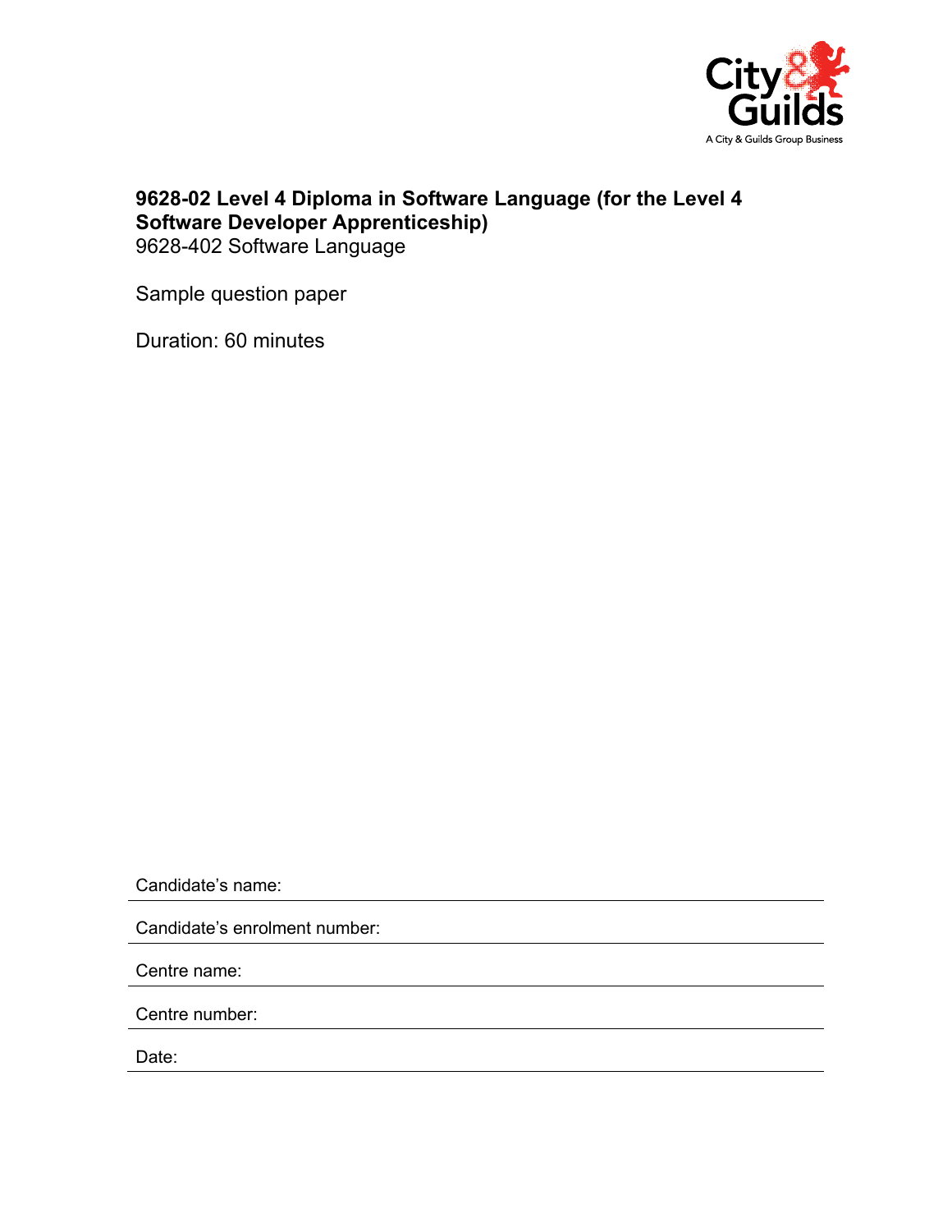**9628-02 Level 4 Diploma in Software Language (for the Level 4 Software Developer Apprenticeship)**
9628-402 Software Language

Sample question paper

Duration: 60 minutes

Candidate's name:

Candidate's enrolment number:

Centre name:

Centre number:

Date: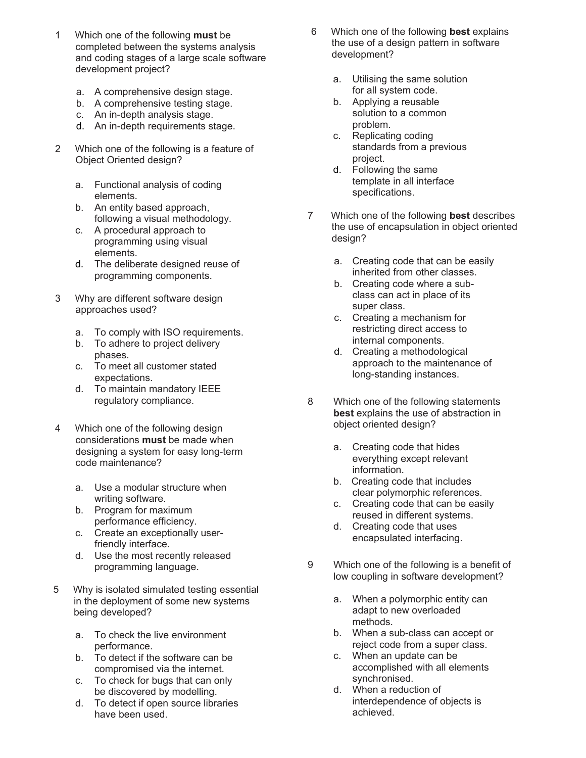1. Which one of the following **must** be completed between the systems analysis and coding stages of a large scale software development project?

    a. A comprehensive design stage.
    b. A comprehensive testing stage.
    c. An in-depth analysis stage.
    d. An in-depth requirements stage.

2. Which one of the following is a feature of Object Oriented design?

    a. Functional analysis of coding elements.
    b. An entity based approach, following a visual methodology.
    c. A procedural approach to programming using visual elements.
    d. The deliberate designed reuse of programming components.

3. Why are different software design approaches used?

    a. To comply with ISO requirements.
    b. To adhere to project delivery phases.
    c. To meet all customer stated expectations.
    d. To maintain mandatory IEEE regulatory compliance.

4. Which one of the following design considerations **must** be made when designing a system for easy long-term code maintenance?

    a. Use a modular structure when writing software.
    b. Program for maximum performance efficiency.
    c. Create an exceptionally user-friendly interface.
    d. Use the most recently released programming language.

5. Why is isolated simulated testing essential in the deployment of some new systems being developed?

    a. To check the live environment performance.
    b. To detect if the software can be compromised via the internet.
    c. To check for bugs that can only be discovered by modelling.
    d. To detect if open source libraries have been used.

6. Which one of the following **best** explains the use of a design pattern in software development?

    a. Utilising the same solution for all system code.
    b. Applying a reusable solution to a common problem.
    c. Replicating coding standards from a previous project.
    d. Following the same template in all interface specifications.

7. Which one of the following **best** describes the use of encapsulation in object oriented design?

    a. Creating code that can be easily inherited from other classes.
    b. Creating code where a sub-class can act in place of its super class.
    c. Creating a mechanism for restricting direct access to internal components.
    d. Creating a methodological approach to the maintenance of long-standing instances.

8. Which one of the following statements **best** explains the use of abstraction in object oriented design?

    a. Creating code that hides everything except relevant information.
    b. Creating code that includes clear polymorphic references.
    c. Creating code that can be easily reused in different systems.
    d. Creating code that uses encapsulated interfacing.

9. Which one of the following is a benefit of low coupling in software development?

    a. When a polymorphic entity can adapt to new overloaded methods.
    b. When a sub-class can accept or reject code from a super class.
    c. When an update can be accomplished with all elements synchronised.
    d. When a reduction of interdependence of objects is achieved.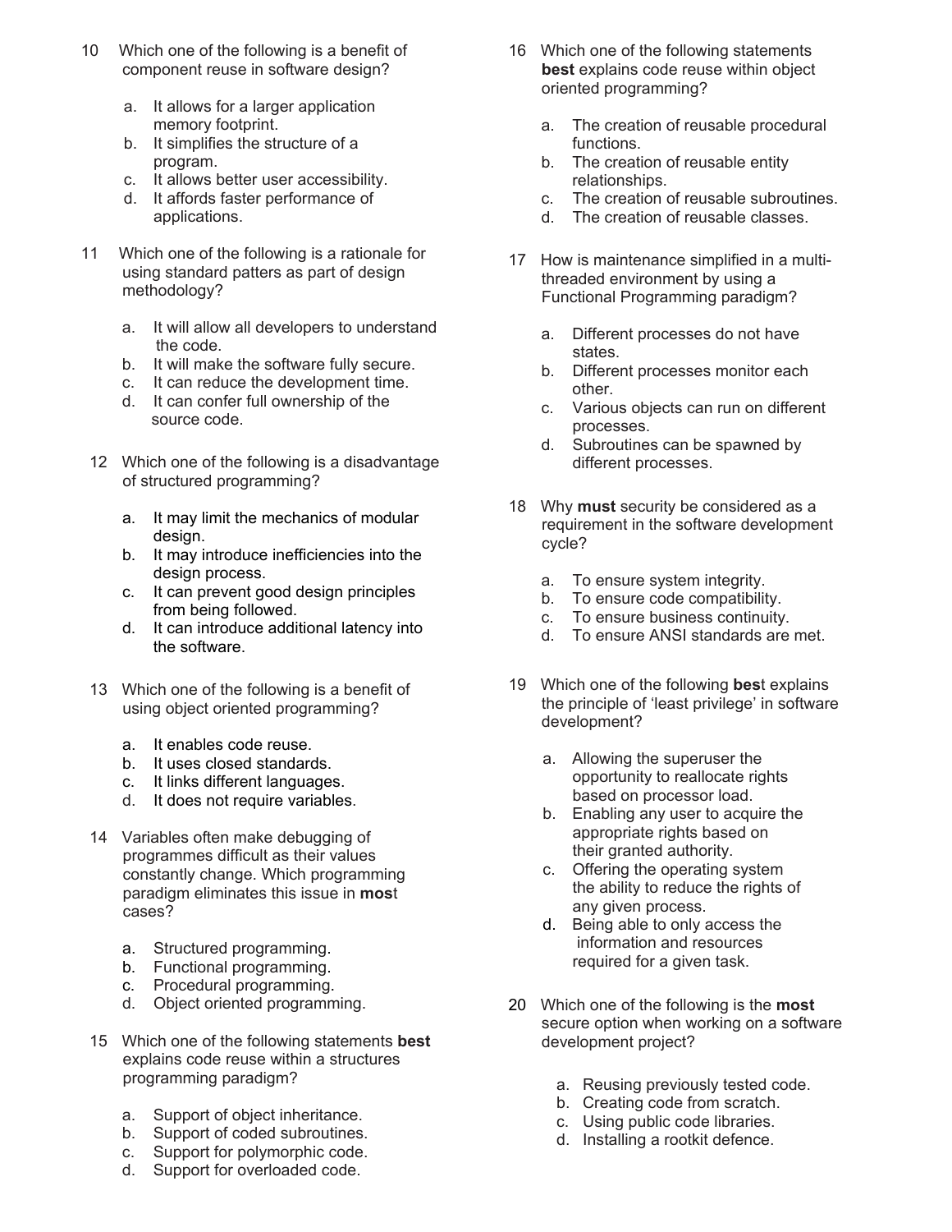10 Which one of the following is a benefit of component reuse in software design?

a. It allows for a larger application memory footprint.
b. It simplifies the structure of a program.
c. It allows better user accessibility.
d. It affords faster performance of applications.

11 Which one of the following is a rationale for using standard patters as part of design methodology?

a. It will allow all developers to understand the code.
b. It will make the software fully secure.
c. It can reduce the development time.
d. It can confer full ownership of the source code.

12 Which one of the following is a disadvantage of structured programming?

a. It may limit the mechanics of modular design.
b. It may introduce inefficiencies into the design process.
c. It can prevent good design principles from being followed.
d. It can introduce additional latency into the software.

13 Which one of the following is a benefit of using object oriented programming?

a. It enables code reuse.
b. It uses closed standards.
c. It links different languages.
d. It does not require variables.

14 Variables often make debugging of programmes difficult as their values constantly change. Which programming paradigm eliminates this issue in **mos**t cases?

a. Structured programming.
b. Functional programming.
c. Procedural programming.
d. Object oriented programming.

15 Which one of the following statements **best** explains code reuse within a structures programming paradigm?

a. Support of object inheritance.
b. Support of coded subroutines.
c. Support for polymorphic code.
d. Support for overloaded code.

16 Which one of the following statements **best** explains code reuse within object oriented programming?

a. The creation of reusable procedural functions.
b. The creation of reusable entity relationships.
c. The creation of reusable subroutines.
d. The creation of reusable classes.

17 How is maintenance simplified in a multi-threaded environment by using a Functional Programming paradigm?

a. Different processes do not have states.
b. Different processes monitor each other.
c. Various objects can run on different processes.
d. Subroutines can be spawned by different processes.

18 Why **must** security be considered as a requirement in the software development cycle?

a. To ensure system integrity.
b. To ensure code compatibility.
c. To ensure business continuity.
d. To ensure ANSI standards are met.

19 Which one of the following **bes**t explains the principle of 'least privilege' in software development?

a. Allowing the superuser the opportunity to reallocate rights based on processor load.
b. Enabling any user to acquire the appropriate rights based on their granted authority.
c. Offering the operating system the ability to reduce the rights of any given process.
d. Being able to only access the information and resources required for a given task.

20 Which one of the following is the **most** secure option when working on a software development project?

a. Reusing previously tested code.
b. Creating code from scratch.
c. Using public code libraries.
d. Installing a rootkit defence.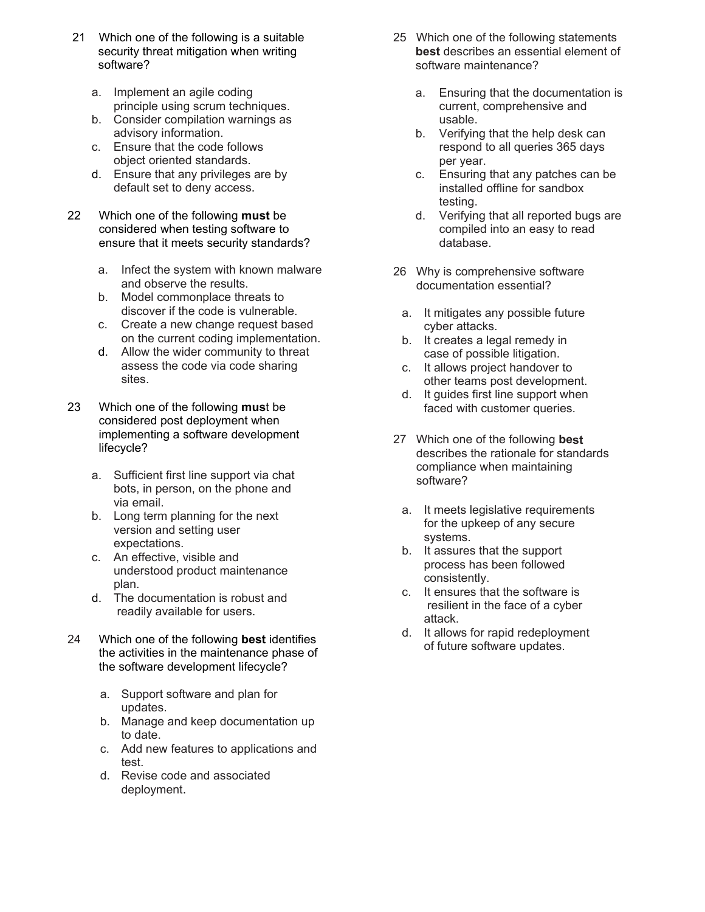21 Which one of the following is a suitable security threat mitigation when writing software?

a. Implement an agile coding principle using scrum techniques.
b. Consider compilation warnings as advisory information.
c. Ensure that the code follows object oriented standards.
d. Ensure that any privileges are by default set to deny access.

22 Which one of the following **must** be considered when testing software to ensure that it meets security standards?

a. Infect the system with known malware and observe the results.
b. Model commonplace threats to discover if the code is vulnerable.
c. Create a new change request based on the current coding implementation.
d. Allow the wider community to threat assess the code via code sharing sites.

23 Which one of the following **mus**t be considered post deployment when implementing a software development lifecycle?

a. Sufficient first line support via chat bots, in person, on the phone and via email.
b. Long term planning for the next version and setting user expectations.
c. An effective, visible and understood product maintenance plan.
d. The documentation is robust and readily available for users.

24 Which one of the following **best** identifies the activities in the maintenance phase of the software development lifecycle?

a. Support software and plan for updates.
b. Manage and keep documentation up to date.
c. Add new features to applications and test.
d. Revise code and associated deployment.

25 Which one of the following statements **best** describes an essential element of software maintenance?

a. Ensuring that the documentation is current, comprehensive and usable.
b. Verifying that the help desk can respond to all queries 365 days per year.
c. Ensuring that any patches can be installed offline for sandbox testing.
d. Verifying that all reported bugs are compiled into an easy to read database.

26 Why is comprehensive software documentation essential?

a. It mitigates any possible future cyber attacks.
b. It creates a legal remedy in case of possible litigation.
c. It allows project handover to other teams post development.
d. It guides first line support when faced with customer queries.

27 Which one of the following **best** describes the rationale for standards compliance when maintaining software?

a. It meets legislative requirements for the upkeep of any secure systems.
b. It assures that the support process has been followed consistently.
c. It ensures that the software is resilient in the face of a cyber attack.
d. It allows for rapid redeployment of future software updates.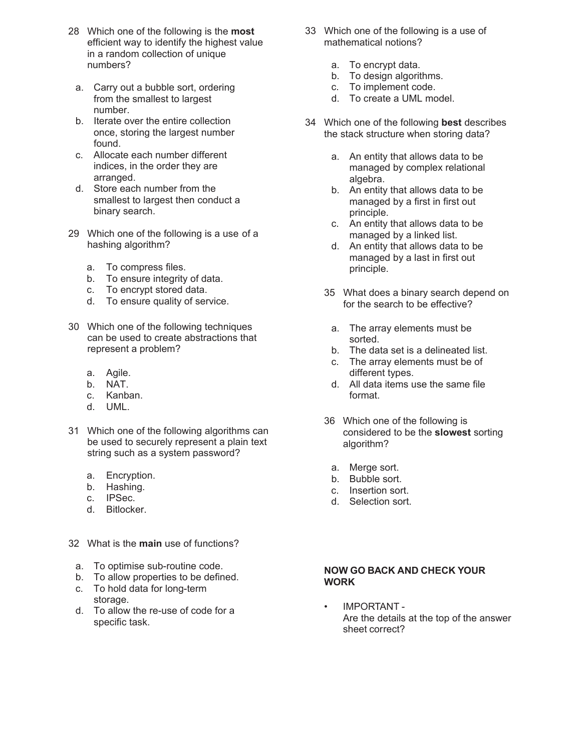28 Which one of the following is the **most** efficient way to identify the highest value in a random collection of unique numbers?

a. Carry out a bubble sort, ordering from the smallest to largest number.
b. Iterate over the entire collection once, storing the largest number found.
c. Allocate each number different indices, in the order they are arranged.
d. Store each number from the smallest to largest then conduct a binary search.

29 Which one of the following is a use of a hashing algorithm?

a. To compress files.
b. To ensure integrity of data.
c. To encrypt stored data.
d. To ensure quality of service.

30 Which one of the following techniques can be used to create abstractions that represent a problem?

a. Agile.
b. NAT.
c. Kanban.
d. UML.

31 Which one of the following algorithms can be used to securely represent a plain text string such as a system password?

a. Encryption.
b. Hashing.
c. IPSec.
d. Bitlocker.

32 What is the **main** use of functions?

a. To optimise sub-routine code.
b. To allow properties to be defined.
c. To hold data for long-term storage.
d. To allow the re-use of code for a specific task.

33 Which one of the following is a use of mathematical notions?

a. To encrypt data.
b. To design algorithms.
c. To implement code.
d. To create a UML model.

34 Which one of the following **best** describes the stack structure when storing data?

a. An entity that allows data to be managed by complex relational algebra.
b. An entity that allows data to be managed by a first in first out principle.
c. An entity that allows data to be managed by a linked list.
d. An entity that allows data to be managed by a last in first out principle.

35 What does a binary search depend on for the search to be effective?

a. The array elements must be sorted.
b. The data set is a delineated list.
c. The array elements must be of different types.
d. All data items use the same file format.

36 Which one of the following is considered to be the **slowest** sorting algorithm?

a. Merge sort.
b. Bubble sort.
c. Insertion sort.
d. Selection sort.

**NOW GO BACK AND CHECK YOUR WORK**

- IMPORTANT -
  Are the details at the top of the answer sheet correct?